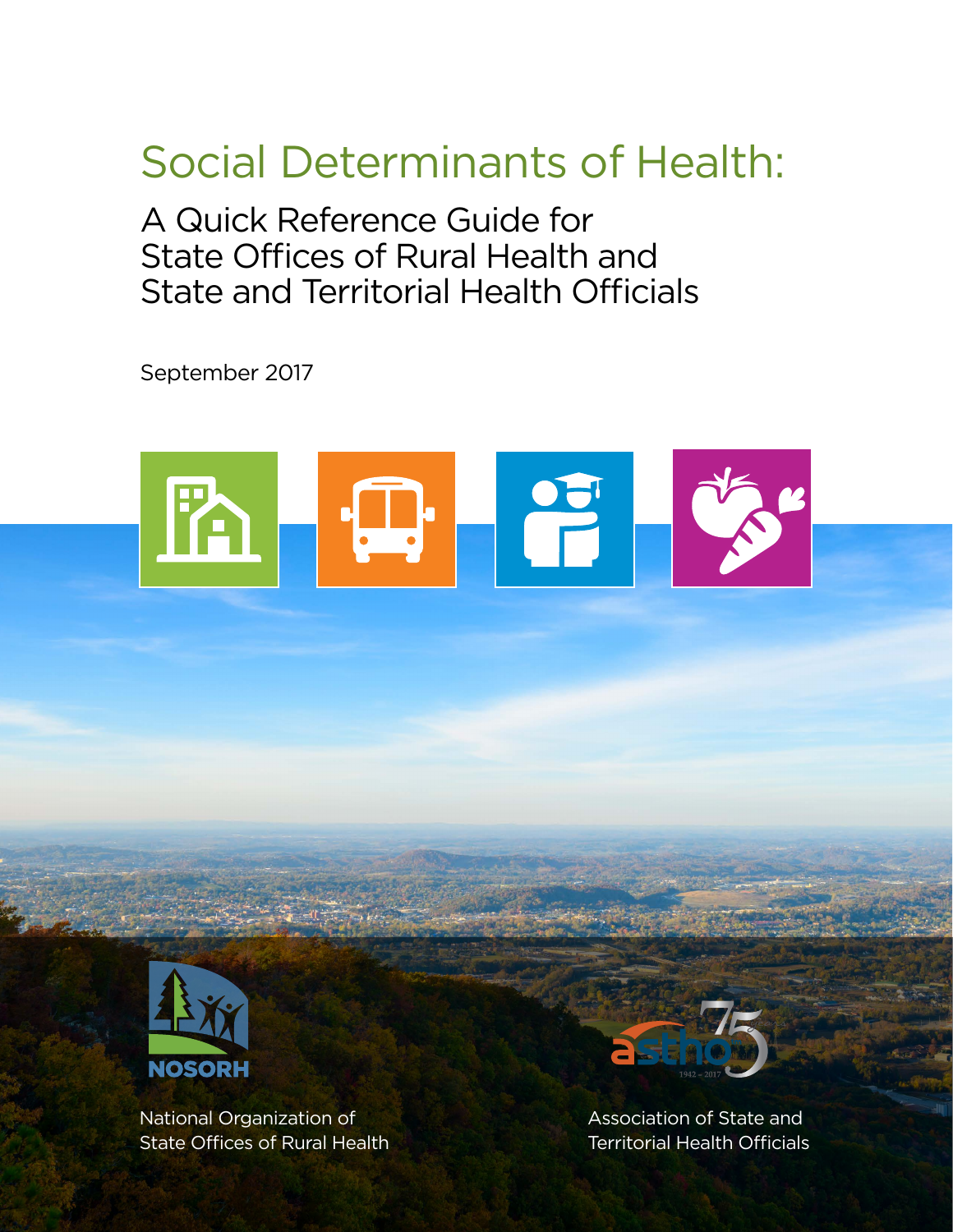# Social Determinants of Health:

## A Quick Reference Guide for State Offices of Rural Health and State and Territorial Health Officials

September 2017

NOSORH

National Organization of State Offices of Rural Health

astho 75 1942 – 2017

Association of State and Territorial Health Officials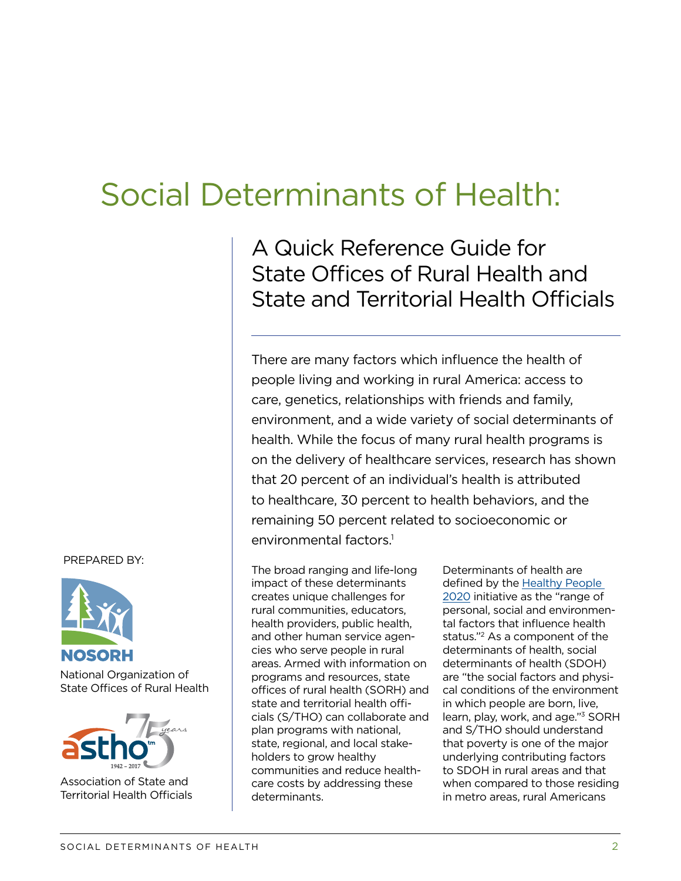# Social Determinants of Health:

## A Quick Reference Guide for State Offices of Rural Health and State and Territorial Health Officials

There are many factors which influence the health of people living and working in rural America: access to care, genetics, relationships with friends and family, environment, and a wide variety of social determinants of health. While the focus of many rural health programs is on the delivery of healthcare services, research has shown that 20 percent of an individual's health is attributed to healthcare, 30 percent to health behaviors, and the remaining 50 percent related to socioeconomic or environmental factors.[1]

The broad ranging and life-long impact of these determinants creates unique challenges for rural communities, educators, health providers, public health, and other human service agencies who serve people in rural areas. Armed with information on programs and resources, state offices of rural health (SORH) and state and territorial health officials (S/THO) can collaborate and plan programs with national, state, regional, and local stakeholders to grow healthy communities and reduce healthcare costs by addressing these determinants.

Determinants of health are defined by the Healthy People 2020 initiative as the "range of personal, social and environmental factors that influence health status."[2] As a component of the determinants of health, social determinants of health (SDOH) are "the social factors and physical conditions of the environment in which people are born, live, learn, play, work, and age."[3] SORH and S/THO should understand that poverty is one of the major underlying contributing factors to SDOH in rural areas and that when compared to those residing in metro areas, rural Americans

PREPARED BY:

NOSORH

National Organization of State Offices of Rural Health

astho 75 years 1942 – 2017

Association of State and Territorial Health Officials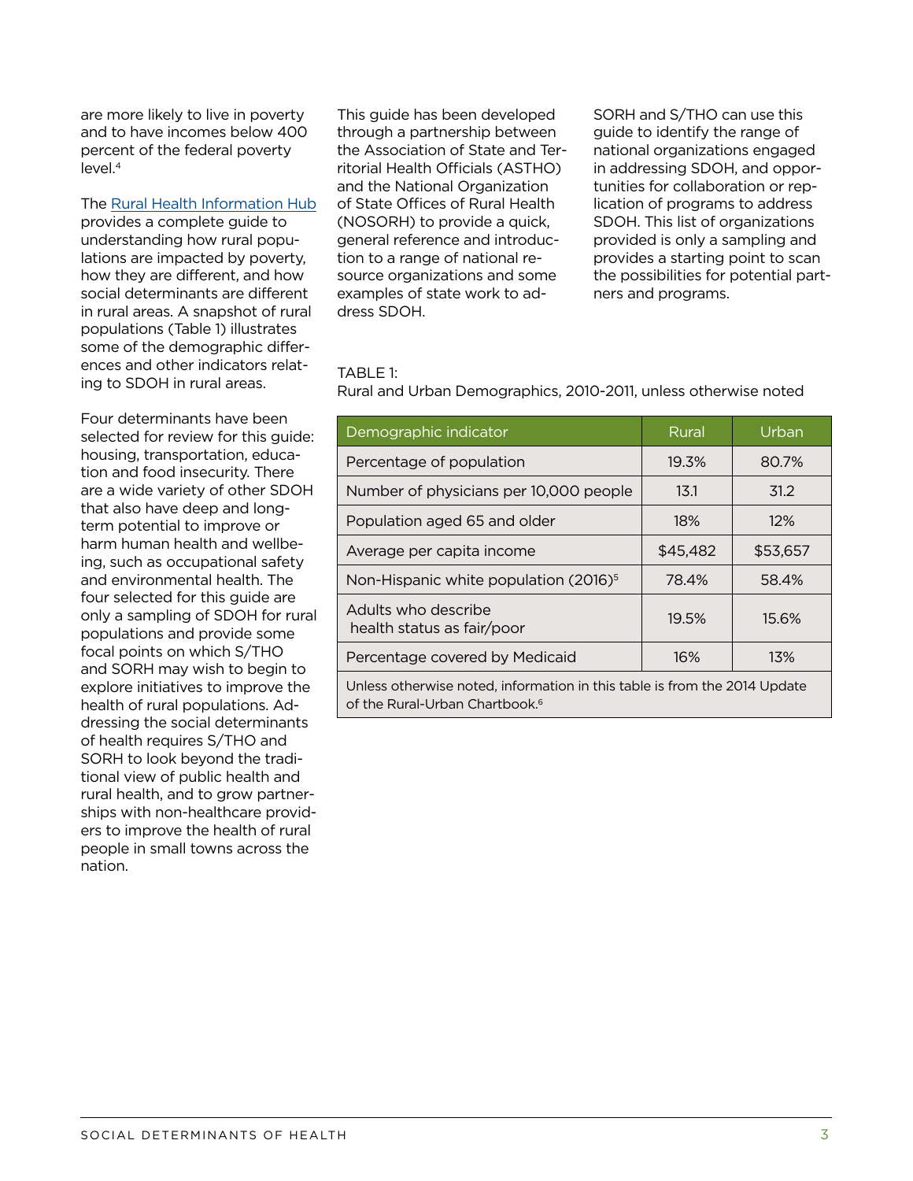are more likely to live in poverty and to have incomes below 400 percent of the federal poverty level.[4]

The Rural Health Information Hub provides a complete guide to understanding how rural populations are impacted by poverty, how they are different, and how social determinants are different in rural areas. A snapshot of rural populations (Table 1) illustrates some of the demographic differences and other indicators relating to SDOH in rural areas.

Four determinants have been selected for review for this guide: housing, transportation, education and food insecurity. There are a wide variety of other SDOH that also have deep and long-term potential to improve or harm human health and wellbeing, such as occupational safety and environmental health. The four selected for this guide are only a sampling of SDOH for rural populations and provide some focal points on which S/THO and SORH may wish to begin to explore initiatives to improve the health of rural populations. Addressing the social determinants of health requires S/THO and SORH to look beyond the traditional view of public health and rural health, and to grow partnerships with non-healthcare providers to improve the health of rural people in small towns across the nation.

This guide has been developed through a partnership between the Association of State and Territorial Health Officials (ASTHO) and the National Organization of State Offices of Rural Health (NOSORH) to provide a quick, general reference and introduction to a range of national resource organizations and some examples of state work to address SDOH.

SORH and S/THO can use this guide to identify the range of national organizations engaged in addressing SDOH, and opportunities for collaboration or replication of programs to address SDOH. This list of organizations provided is only a sampling and provides a starting point to scan the possibilities for potential partners and programs.

TABLE 1:
Rural and Urban Demographics, 2010-2011, unless otherwise noted

| Demographic indicator | Rural | Urban |
| --- | --- | --- |
| Percentage of population | 19.3% | 80.7% |
| Number of physicians per 10,000 people | 13.1 | 31.2 |
| Population aged 65 and older | 18% | 12% |
| Average per capita income | $45,482 | $53,657 |
| Non-Hispanic white population (2016)[5] | 78.4% | 58.4% |
| Adults who describe health status as fair/poor | 19.5% | 15.6% |
| Percentage covered by Medicaid | 16% | 13% |
| Unless otherwise noted, information in this table is from the 2014 Update of the Rural-Urban Chartbook.[6] | | |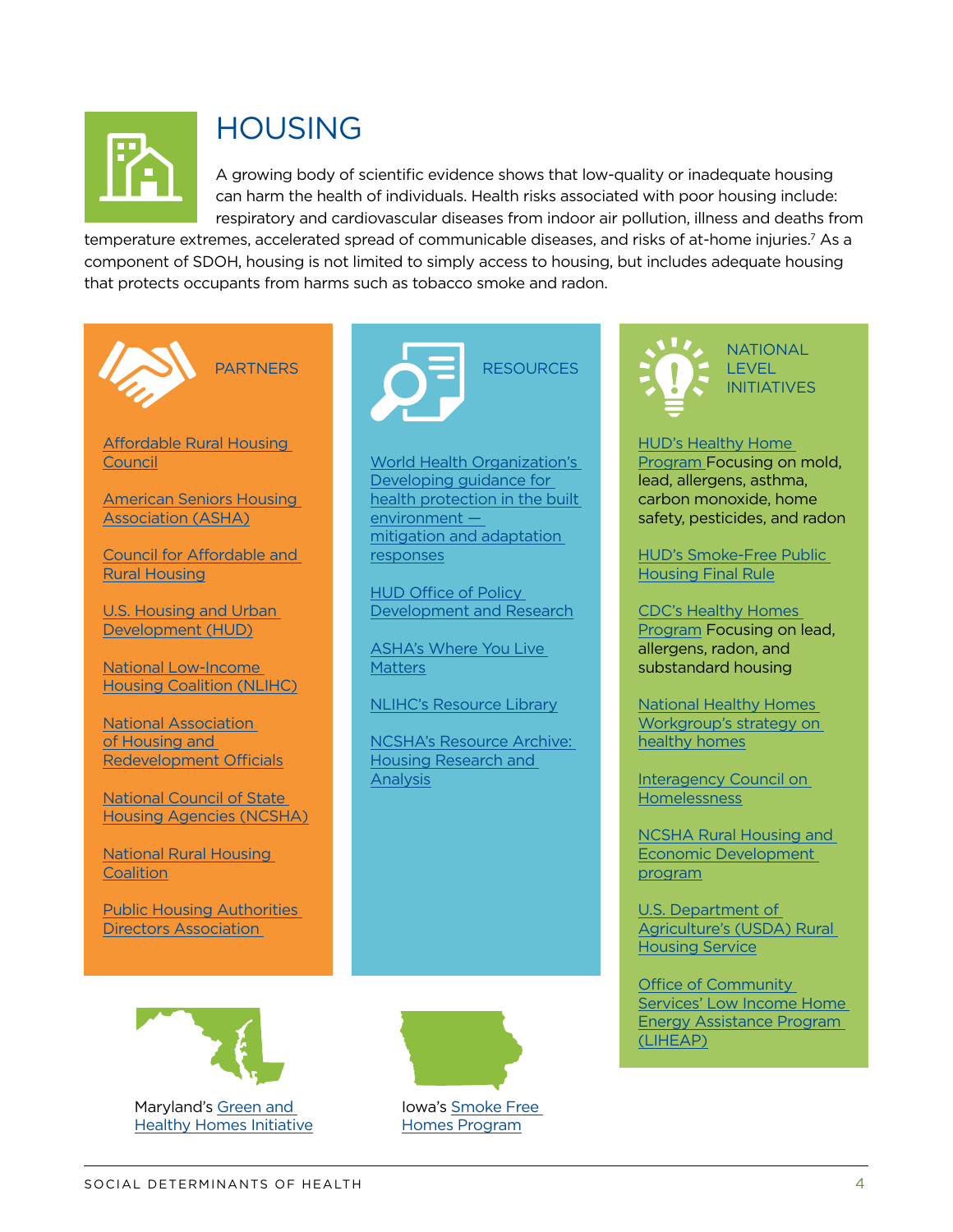# HOUSING

A growing body of scientific evidence shows that low-quality or inadequate housing can harm the health of individuals. Health risks associated with poor housing include: respiratory and cardiovascular diseases from indoor air pollution, illness and deaths from temperature extremes, accelerated spread of communicable diseases, and risks of at-home injuries.[7] As a component of SDOH, housing is not limited to simply access to housing, but includes adequate housing that protects occupants from harms such as tobacco smoke and radon.

## PARTNERS

- Affordable Rural Housing Council
- American Seniors Housing Association (ASHA)
- Council for Affordable and Rural Housing
- U.S. Housing and Urban Development (HUD)
- National Low-Income Housing Coalition (NLIHC)
- National Association of Housing and Redevelopment Officials
- National Council of State Housing Agencies (NCSHA)
- National Rural Housing Coalition
- Public Housing Authorities Directors Association

## RESOURCES

- World Health Organization's Developing guidance for health protection in the built environment — mitigation and adaptation responses
- HUD Office of Policy Development and Research
- ASHA's Where You Live Matters
- NLIHC's Resource Library
- NCSHA's Resource Archive: Housing Research and Analysis

## NATIONAL LEVEL INITIATIVES

- HUD's Healthy Home Program Focusing on mold, lead, allergens, asthma, carbon monoxide, home safety, pesticides, and radon
- HUD's Smoke-Free Public Housing Final Rule
- CDC's Healthy Homes Program Focusing on lead, allergens, radon, and substandard housing
- National Healthy Homes Workgroup's strategy on healthy homes
- Interagency Council on Homelessness
- NCSHA Rural Housing and Economic Development program
- U.S. Department of Agriculture's (USDA) Rural Housing Service
- Office of Community Services' Low Income Home Energy Assistance Program (LIHEAP)

Maryland's Green and Healthy Homes Initiative

Iowa's Smoke Free Homes Program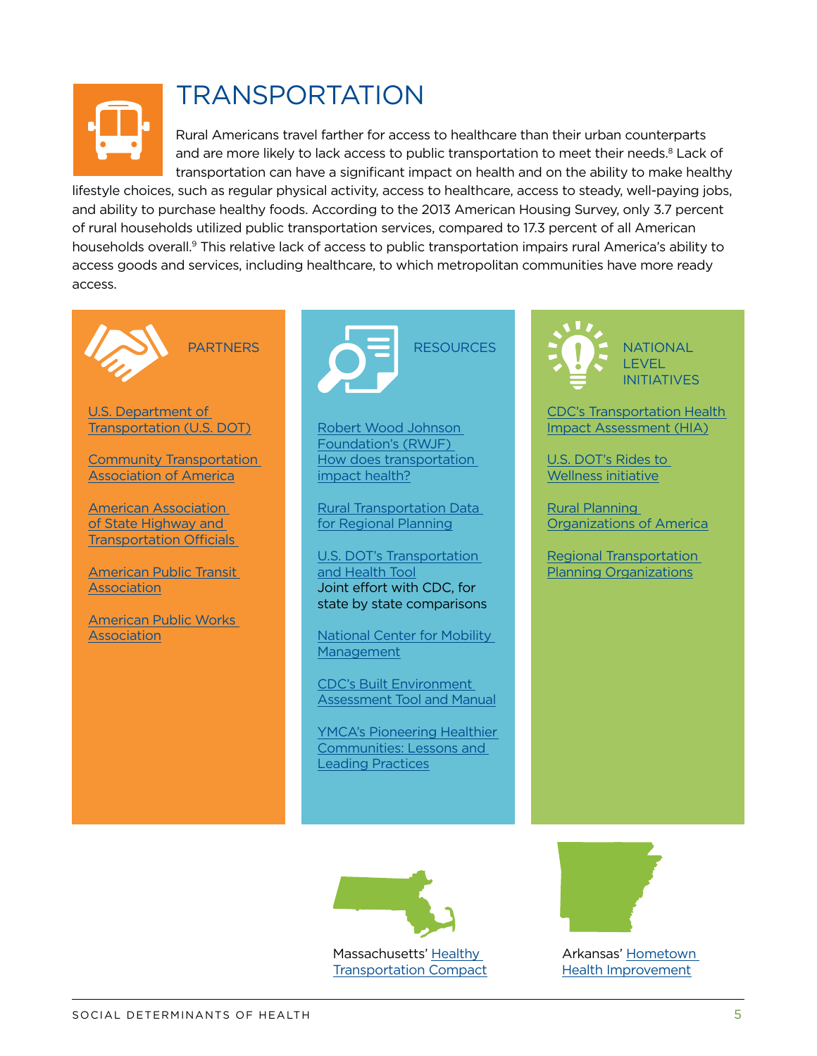# TRANSPORTATION

Rural Americans travel farther for access to healthcare than their urban counterparts and are more likely to lack access to public transportation to meet their needs.[8] Lack of transportation can have a significant impact on health and on the ability to make healthy lifestyle choices, such as regular physical activity, access to healthcare, access to steady, well-paying jobs, and ability to purchase healthy foods. According to the 2013 American Housing Survey, only 3.7 percent of rural households utilized public transportation services, compared to 17.3 percent of all American households overall.[9] This relative lack of access to public transportation impairs rural America's ability to access goods and services, including healthcare, to which metropolitan communities have more ready access.

## PARTNERS

- U.S. Department of Transportation (U.S. DOT)
- Community Transportation Association of America
- American Association of State Highway and Transportation Officials
- American Public Transit Association
- American Public Works Association

## RESOURCES

- Robert Wood Johnson Foundation's (RWJF) How does transportation impact health?
- Rural Transportation Data for Regional Planning
- U.S. DOT's Transportation and Health Tool
  Joint effort with CDC, for state by state comparisons
- National Center for Mobility Management
- CDC's Built Environment Assessment Tool and Manual
- YMCA's Pioneering Healthier Communities: Lessons and Leading Practices

## NATIONAL LEVEL INITIATIVES

- CDC's Transportation Health Impact Assessment (HIA)
- U.S. DOT's Rides to Wellness initiative
- Rural Planning Organizations of America
- Regional Transportation Planning Organizations

Massachusetts' Healthy Transportation Compact

Arkansas' Hometown Health Improvement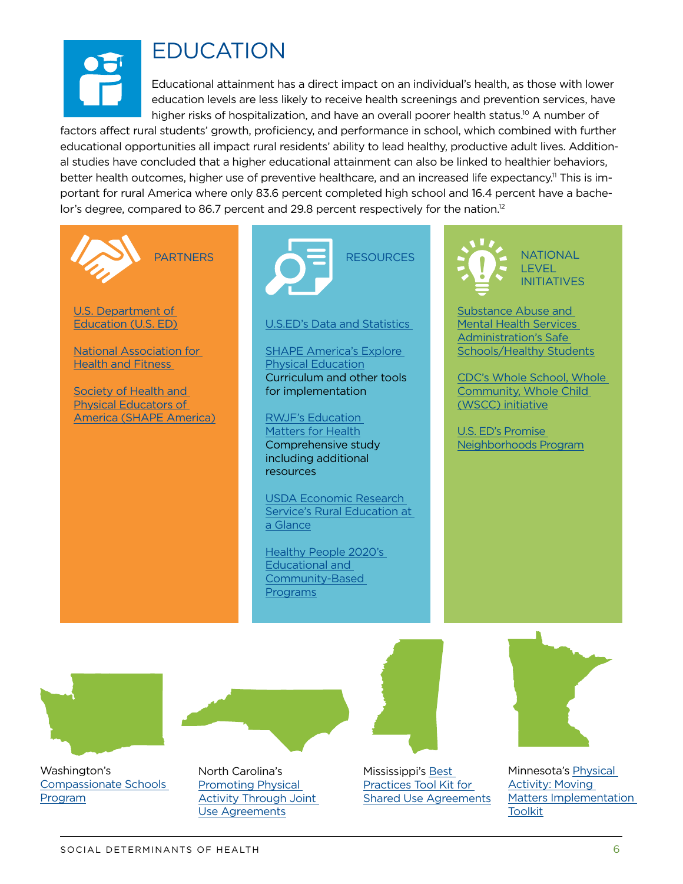# EDUCATION

Educational attainment has a direct impact on an individual's health, as those with lower education levels are less likely to receive health screenings and prevention services, have higher risks of hospitalization, and have an overall poorer health status.[10] A number of factors affect rural students' growth, proficiency, and performance in school, which combined with further educational opportunities all impact rural residents' ability to lead healthy, productive adult lives. Additional studies have concluded that a higher educational attainment can also be linked to healthier behaviors, better health outcomes, higher use of preventive healthcare, and an increased life expectancy.[11] This is important for rural America where only 83.6 percent completed high school and 16.4 percent have a bachelor's degree, compared to 86.7 percent and 29.8 percent respectively for the nation.[12]

## PARTNERS

- U.S. Department of Education (U.S. ED)
- National Association for Health and Fitness
- Society of Health and Physical Educators of America (SHAPE America)

## RESOURCES

- U.S.ED's Data and Statistics
- SHAPE America's Explore Physical Education  
  Curriculum and other tools for implementation
- RWJF's Education Matters for Health  
  Comprehensive study including additional resources
- USDA Economic Research Service's Rural Education at a Glance
- Healthy People 2020's Educational and Community-Based Programs

## NATIONAL LEVEL INITIATIVES

- Substance Abuse and Mental Health Services Administration's Safe Schools/Healthy Students
- CDC's Whole School, Whole Community, Whole Child (WSCC) initiative
- U.S. ED's Promise Neighborhoods Program

Washington's Compassionate Schools Program

North Carolina's Promoting Physical Activity Through Joint Use Agreements

Mississippi's Best Practices Tool Kit for Shared Use Agreements

Minnesota's Physical Activity: Moving Matters Implementation Toolkit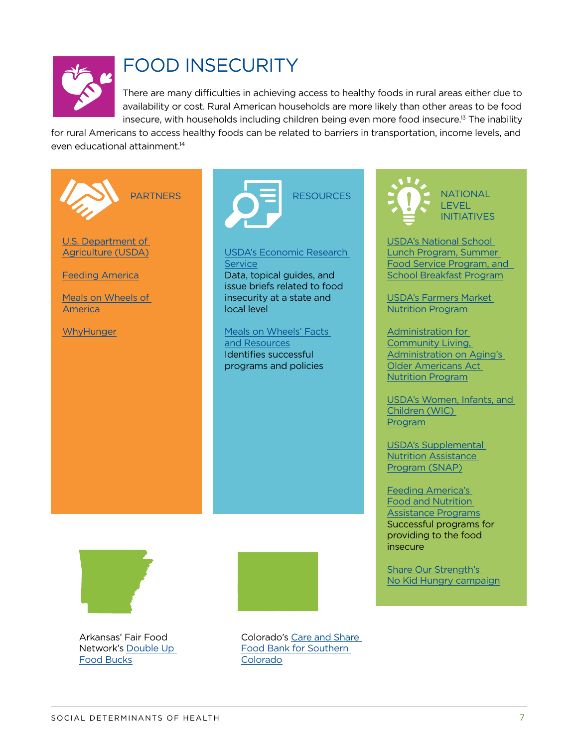# FOOD INSECURITY

There are many difficulties in achieving access to healthy foods in rural areas either due to availability or cost. Rural American households are more likely than other areas to be food insecure, with households including children being even more food insecure.[13] The inability for rural Americans to access healthy foods can be related to barriers in transportation, income levels, and even educational attainment.[14]

## PARTNERS

U.S. Department of Agriculture (USDA)

Feeding America

Meals on Wheels of America

WhyHunger

## RESOURCES

USDA's Economic Research Service
Data, topical guides, and issue briefs related to food insecurity at a state and local level

Meals on Wheels' Facts and Resources
Identifies successful programs and policies

## NATIONAL LEVEL INITIATIVES

USDA's National School Lunch Program, Summer Food Service Program, and School Breakfast Program

USDA's Farmers Market Nutrition Program

Administration for Community Living, Administration on Aging's Older Americans Act Nutrition Program

USDA's Women, Infants, and Children (WIC) Program

USDA's Supplemental Nutrition Assistance Program (SNAP)

Feeding America's Food and Nutrition Assistance Programs
Successful programs for providing to the food insecure

Share Our Strength's No Kid Hungry campaign

Arkansas' Fair Food Network's Double Up Food Bucks

Colorado's Care and Share Food Bank for Southern Colorado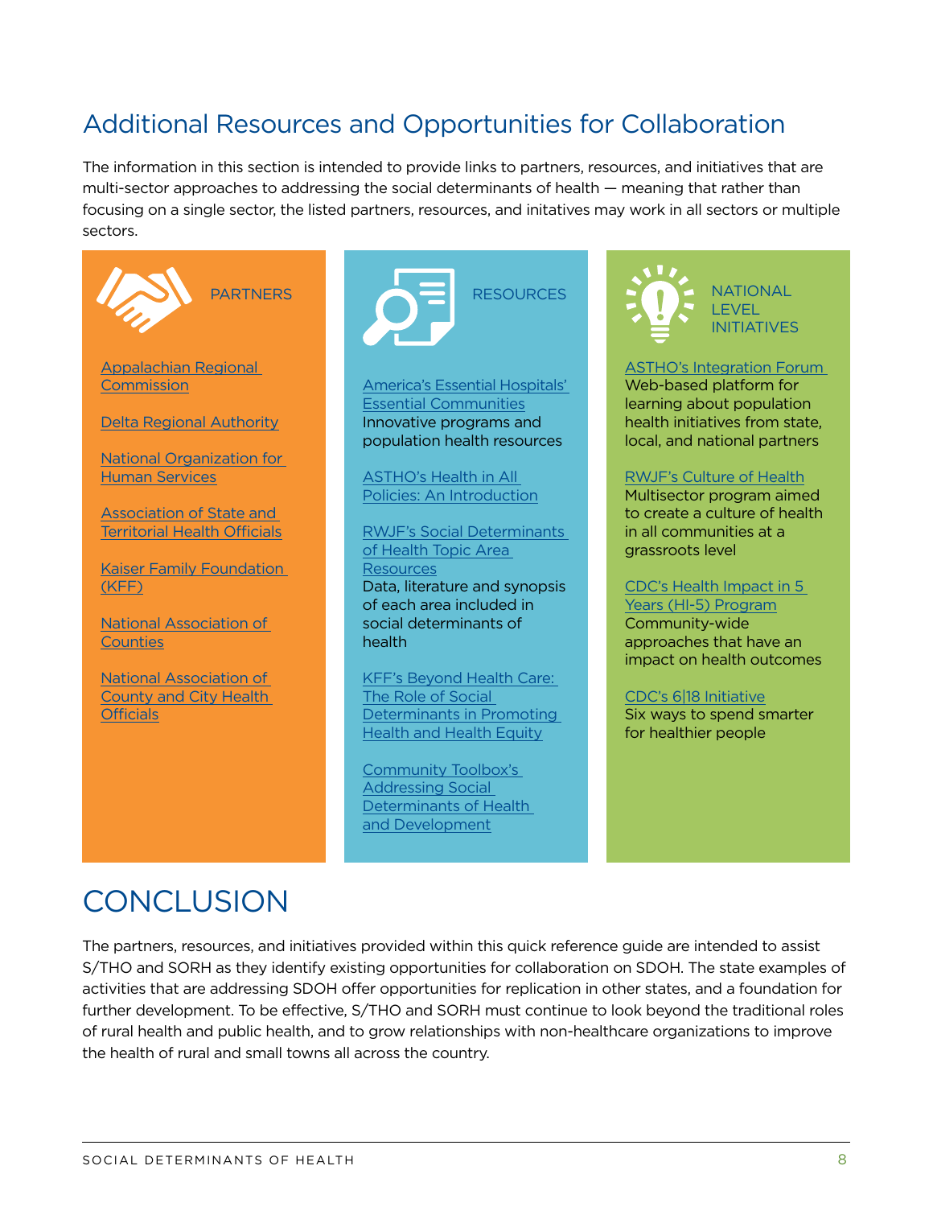## Additional Resources and Opportunities for Collaboration

The information in this section is intended to provide links to partners, resources, and initiatives that are multi-sector approaches to addressing the social determinants of health — meaning that rather than focusing on a single sector, the listed partners, resources, and initatives may work in all sectors or multiple sectors.

### PARTNERS

- Appalachian Regional Commission
- Delta Regional Authority
- National Organization for Human Services
- Association of State and Territorial Health Officials
- Kaiser Family Foundation (KFF)
- National Association of Counties
- National Association of County and City Health Officials

### RESOURCES

**America's Essential Hospitals' Essential Communities**
Innovative programs and population health resources

**ASTHO's Health in All Policies: An Introduction**

**RWJF's Social Determinants of Health Topic Area Resources**
Data, literature and synopsis of each area included in social determinants of health

**KFF's Beyond Health Care: The Role of Social Determinants in Promoting Health and Health Equity**

**Community Toolbox's Addressing Social Determinants of Health and Development**

### NATIONAL LEVEL INITIATIVES

**ASTHO's Integration Forum**
Web-based platform for learning about population health initiatives from state, local, and national partners

**RWJF's Culture of Health**
Multisector program aimed to create a culture of health in all communities at a grassroots level

**CDC's Health Impact in 5 Years (HI-5) Program**
Community-wide approaches that have an impact on health outcomes

**CDC's 6|18 Initiative**
Six ways to spend smarter for healthier people

# CONCLUSION

The partners, resources, and initiatives provided within this quick reference guide are intended to assist S/THO and SORH as they identify existing opportunities for collaboration on SDOH. The state examples of activities that are addressing SDOH offer opportunities for replication in other states, and a foundation for further development. To be effective, S/THO and SORH must continue to look beyond the traditional roles of rural health and public health, and to grow relationships with non-healthcare organizations to improve the health of rural and small towns all across the country.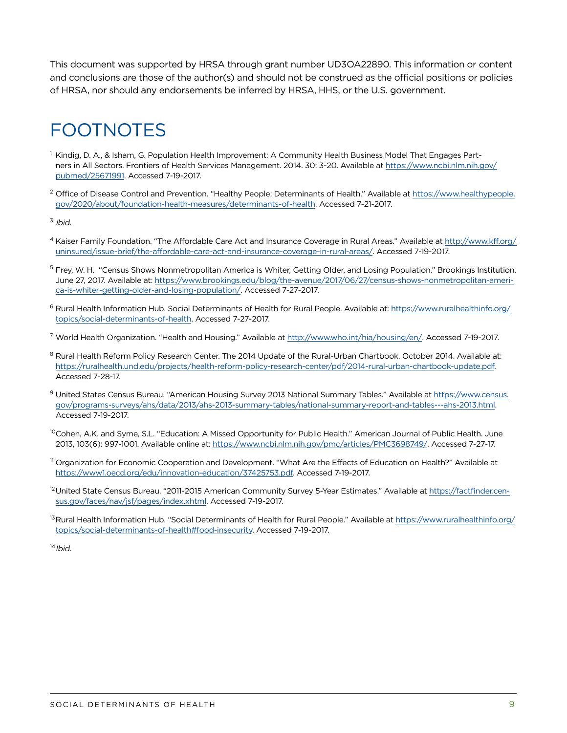This document was supported by HRSA through grant number UD3OA22890. This information or content and conclusions are those of the author(s) and should not be construed as the official positions or policies of HRSA, nor should any endorsements be inferred by HRSA, HHS, or the U.S. government.

# FOOTNOTES

[1] Kindig, D. A., & Isham, G. Population Health Improvement: A Community Health Business Model That Engages Partners in All Sectors. Frontiers of Health Services Management. 2014. 30: 3-20. Available at https://www.ncbi.nlm.nih.gov/pubmed/25671991. Accessed 7-19-2017.

[2] Office of Disease Control and Prevention. "Healthy People: Determinants of Health." Available at https://www.healthypeople.gov/2020/about/foundation-health-measures/determinants-of-health. Accessed 7-21-2017.

[3] *Ibid.*

[4] Kaiser Family Foundation. "The Affordable Care Act and Insurance Coverage in Rural Areas." Available at http://www.kff.org/uninsured/issue-brief/the-affordable-care-act-and-insurance-coverage-in-rural-areas/. Accessed 7-19-2017.

[5] Frey, W. H. "Census Shows Nonmetropolitan America is Whiter, Getting Older, and Losing Population." Brookings Institution. June 27, 2017. Available at: https://www.brookings.edu/blog/the-avenue/2017/06/27/census-shows-nonmetropolitan-america-is-whiter-getting-older-and-losing-population/. Accessed 7-27-2017.

[6] Rural Health Information Hub. Social Determinants of Health for Rural People. Available at: https://www.ruralhealthinfo.org/topics/social-determinants-of-health. Accessed 7-27-2017.

[7] World Health Organization. "Health and Housing." Available at http://www.who.int/hia/housing/en/. Accessed 7-19-2017.

[8] Rural Health Reform Policy Research Center. The 2014 Update of the Rural-Urban Chartbook. October 2014. Available at: https://ruralhealth.und.edu/projects/health-reform-policy-research-center/pdf/2014-rural-urban-chartbook-update.pdf. Accessed 7-28-17.

[9] United States Census Bureau. "American Housing Survey 2013 National Summary Tables." Available at https://www.census.gov/programs-surveys/ahs/data/2013/ahs-2013-summary-tables/national-summary-report-and-tables---ahs-2013.html. Accessed 7-19-2017.

[10] Cohen, A.K. and Syme, S.L. "Education: A Missed Opportunity for Public Health." American Journal of Public Health. June 2013, 103(6): 997-1001. Available online at: https://www.ncbi.nlm.nih.gov/pmc/articles/PMC3698749/. Accessed 7-27-17.

[11] Organization for Economic Cooperation and Development. "What Are the Effects of Education on Health?" Available at https://www1.oecd.org/edu/innovation-education/37425753.pdf. Accessed 7-19-2017.

[12] United State Census Bureau. "2011-2015 American Community Survey 5-Year Estimates." Available at https://factfinder.census.gov/faces/nav/jsf/pages/index.xhtml. Accessed 7-19-2017.

[13] Rural Health Information Hub. "Social Determinants of Health for Rural People." Available at https://www.ruralhealthinfo.org/topics/social-determinants-of-health#food-insecurity. Accessed 7-19-2017.

[14] *Ibid.*